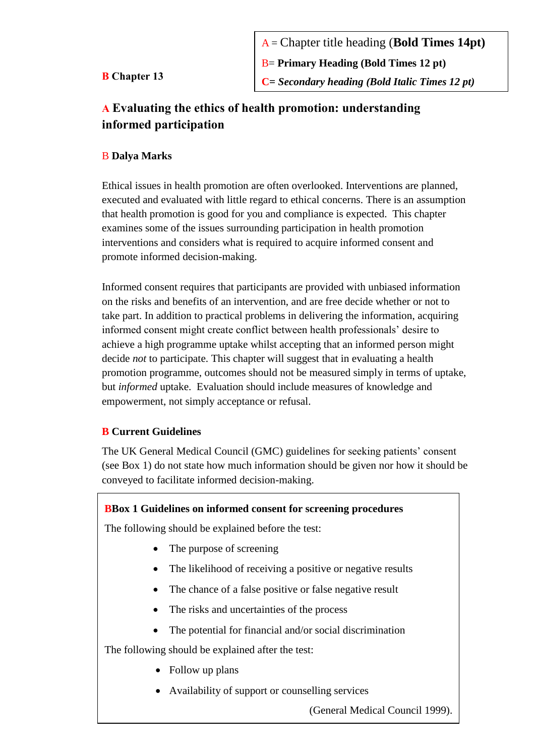A = Chapter title heading (**Bold Times 14pt**)

B= **Primary Heading (Bold Times 12 pt)**

C= ***Secondary heading (Bold Italic Times 12 pt)***

**B Chapter 13**

# A Evaluating the ethics of health promotion: understanding informed participation

**B Dalya Marks**

Ethical issues in health promotion are often overlooked. Interventions are planned, executed and evaluated with little regard to ethical concerns. There is an assumption that health promotion is good for you and compliance is expected. This chapter examines some of the issues surrounding participation in health promotion interventions and considers what is required to acquire informed consent and promote informed decision-making.

Informed consent requires that participants are provided with unbiased information on the risks and benefits of an intervention, and are free decide whether or not to take part. In addition to practical problems in delivering the information, acquiring informed consent might create conflict between health professionals' desire to achieve a high programme uptake whilst accepting that an informed person might decide *not* to participate. This chapter will suggest that in evaluating a health promotion programme, outcomes should not be measured simply in terms of uptake, but *informed* uptake. Evaluation should include measures of knowledge and empowerment, not simply acceptance or refusal.

## B Current Guidelines

The UK General Medical Council (GMC) guidelines for seeking patients' consent (see Box 1) do not state how much information should be given nor how it should be conveyed to facilitate informed decision-making.

**BBox 1 Guidelines on informed consent for screening procedures**

The following should be explained before the test:

- The purpose of screening
- The likelihood of receiving a positive or negative results
- The chance of a false positive or false negative result
- The risks and uncertainties of the process
- The potential for financial and/or social discrimination

The following should be explained after the test:

- Follow up plans
- Availability of support or counselling services

(General Medical Council 1999).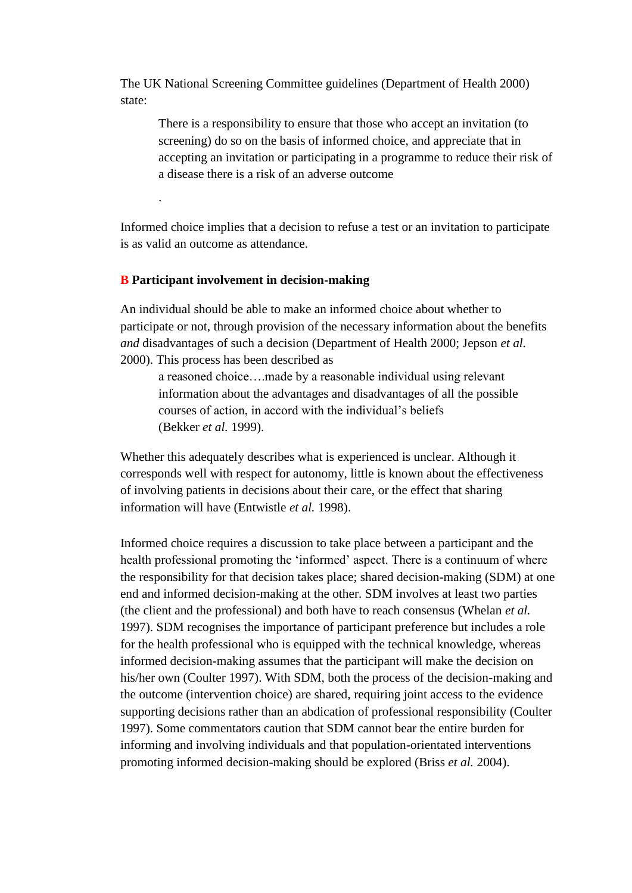The UK National Screening Committee guidelines (Department of Health 2000) state:

> There is a responsibility to ensure that those who accept an invitation (to screening) do so on the basis of informed choice, and appreciate that in accepting an invitation or participating in a programme to reduce their risk of a disease there is a risk of an adverse outcome
>
> .

Informed choice implies that a decision to refuse a test or an invitation to participate is as valid an outcome as attendance.

## B Participant involvement in decision-making

An individual should be able to make an informed choice about whether to participate or not, through provision of the necessary information about the benefits *and* disadvantages of such a decision (Department of Health 2000; Jepson *et al.* 2000). This process has been described as

> a reasoned choice….made by a reasonable individual using relevant information about the advantages and disadvantages of all the possible courses of action, in accord with the individual's beliefs
> (Bekker *et al.* 1999).

Whether this adequately describes what is experienced is unclear. Although it corresponds well with respect for autonomy, little is known about the effectiveness of involving patients in decisions about their care, or the effect that sharing information will have (Entwistle *et al.* 1998).

Informed choice requires a discussion to take place between a participant and the health professional promoting the 'informed' aspect. There is a continuum of where the responsibility for that decision takes place; shared decision-making (SDM) at one end and informed decision-making at the other. SDM involves at least two parties (the client and the professional) and both have to reach consensus (Whelan *et al.* 1997). SDM recognises the importance of participant preference but includes a role for the health professional who is equipped with the technical knowledge, whereas informed decision-making assumes that the participant will make the decision on his/her own (Coulter 1997). With SDM, both the process of the decision-making and the outcome (intervention choice) are shared, requiring joint access to the evidence supporting decisions rather than an abdication of professional responsibility (Coulter 1997). Some commentators caution that SDM cannot bear the entire burden for informing and involving individuals and that population-orientated interventions promoting informed decision-making should be explored (Briss *et al.* 2004).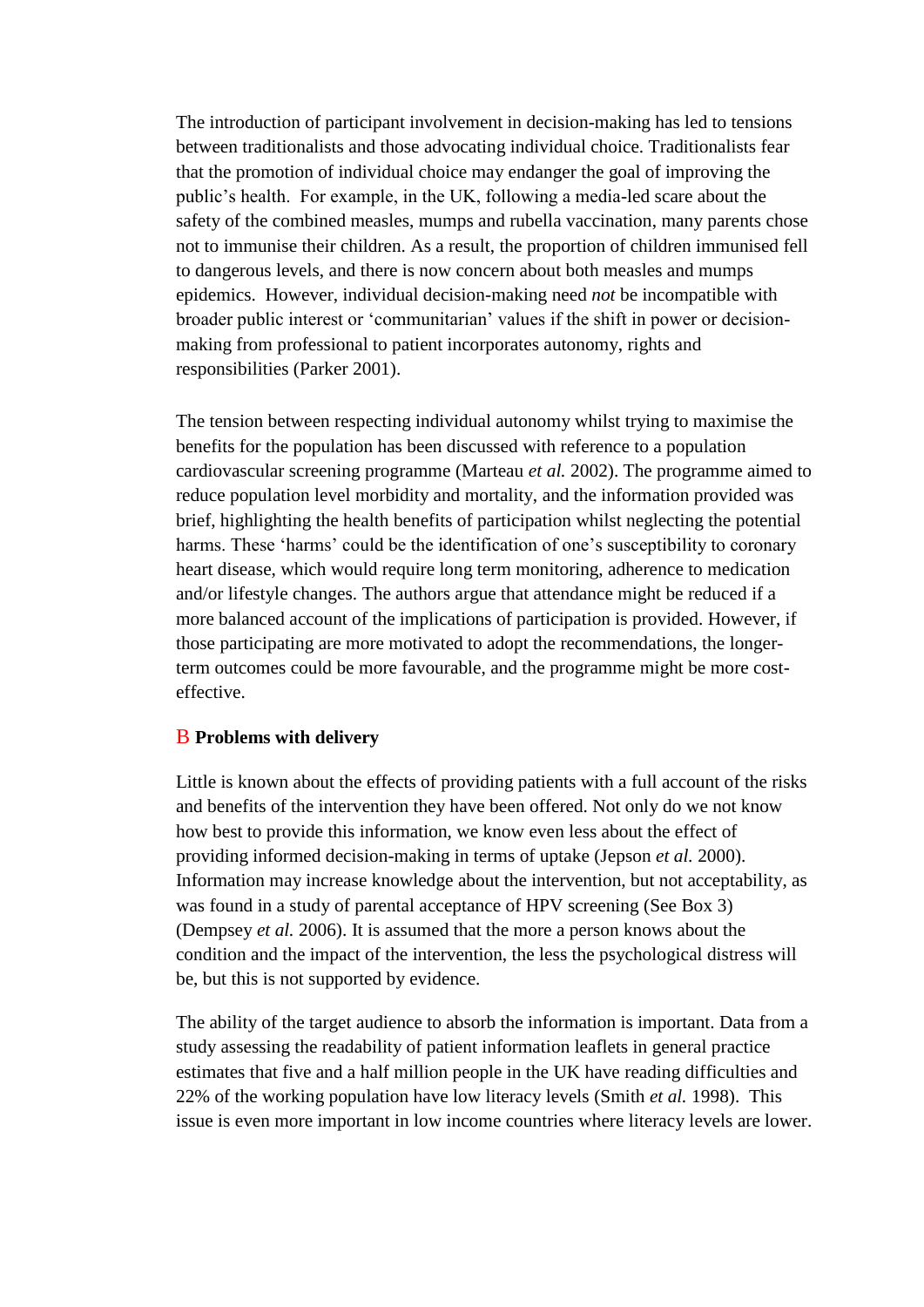The introduction of participant involvement in decision-making has led to tensions between traditionalists and those advocating individual choice. Traditionalists fear that the promotion of individual choice may endanger the goal of improving the public's health. For example, in the UK, following a media-led scare about the safety of the combined measles, mumps and rubella vaccination, many parents chose not to immunise their children. As a result, the proportion of children immunised fell to dangerous levels, and there is now concern about both measles and mumps epidemics. However, individual decision-making need *not* be incompatible with broader public interest or 'communitarian' values if the shift in power or decision-making from professional to patient incorporates autonomy, rights and responsibilities (Parker 2001).

The tension between respecting individual autonomy whilst trying to maximise the benefits for the population has been discussed with reference to a population cardiovascular screening programme (Marteau *et al.* 2002). The programme aimed to reduce population level morbidity and mortality, and the information provided was brief, highlighting the health benefits of participation whilst neglecting the potential harms. These 'harms' could be the identification of one's susceptibility to coronary heart disease, which would require long term monitoring, adherence to medication and/or lifestyle changes. The authors argue that attendance might be reduced if a more balanced account of the implications of participation is provided. However, if those participating are more motivated to adopt the recommendations, the longer-term outcomes could be more favourable, and the programme might be more cost-effective.

## B **Problems with delivery**

Little is known about the effects of providing patients with a full account of the risks and benefits of the intervention they have been offered. Not only do we not know how best to provide this information, we know even less about the effect of providing informed decision-making in terms of uptake (Jepson *et al.* 2000). Information may increase knowledge about the intervention, but not acceptability, as was found in a study of parental acceptance of HPV screening (See Box 3) (Dempsey *et al.* 2006). It is assumed that the more a person knows about the condition and the impact of the intervention, the less the psychological distress will be, but this is not supported by evidence.

The ability of the target audience to absorb the information is important. Data from a study assessing the readability of patient information leaflets in general practice estimates that five and a half million people in the UK have reading difficulties and 22% of the working population have low literacy levels (Smith *et al.* 1998). This issue is even more important in low income countries where literacy levels are lower.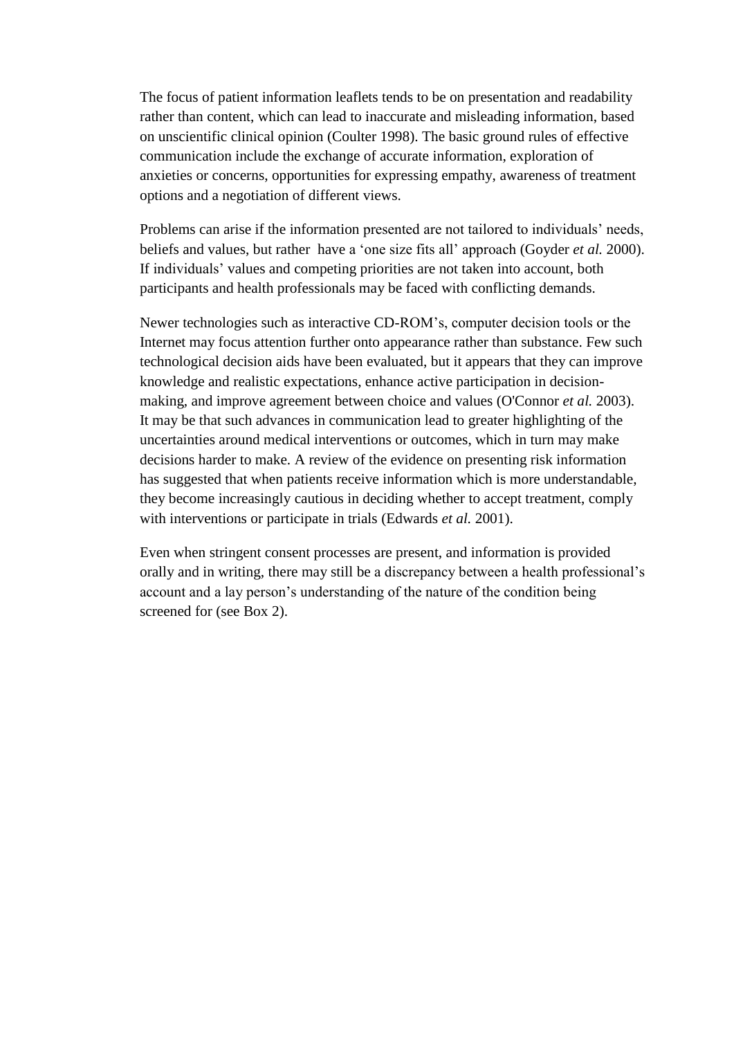The focus of patient information leaflets tends to be on presentation and readability rather than content, which can lead to inaccurate and misleading information, based on unscientific clinical opinion (Coulter 1998). The basic ground rules of effective communication include the exchange of accurate information, exploration of anxieties or concerns, opportunities for expressing empathy, awareness of treatment options and a negotiation of different views.

Problems can arise if the information presented are not tailored to individuals' needs, beliefs and values, but rather have a 'one size fits all' approach (Goyder *et al.* 2000). If individuals' values and competing priorities are not taken into account, both participants and health professionals may be faced with conflicting demands.

Newer technologies such as interactive CD-ROM's, computer decision tools or the Internet may focus attention further onto appearance rather than substance. Few such technological decision aids have been evaluated, but it appears that they can improve knowledge and realistic expectations, enhance active participation in decision-making, and improve agreement between choice and values (O'Connor *et al.* 2003). It may be that such advances in communication lead to greater highlighting of the uncertainties around medical interventions or outcomes, which in turn may make decisions harder to make. A review of the evidence on presenting risk information has suggested that when patients receive information which is more understandable, they become increasingly cautious in deciding whether to accept treatment, comply with interventions or participate in trials (Edwards *et al.* 2001).

Even when stringent consent processes are present, and information is provided orally and in writing, there may still be a discrepancy between a health professional's account and a lay person's understanding of the nature of the condition being screened for (see Box 2).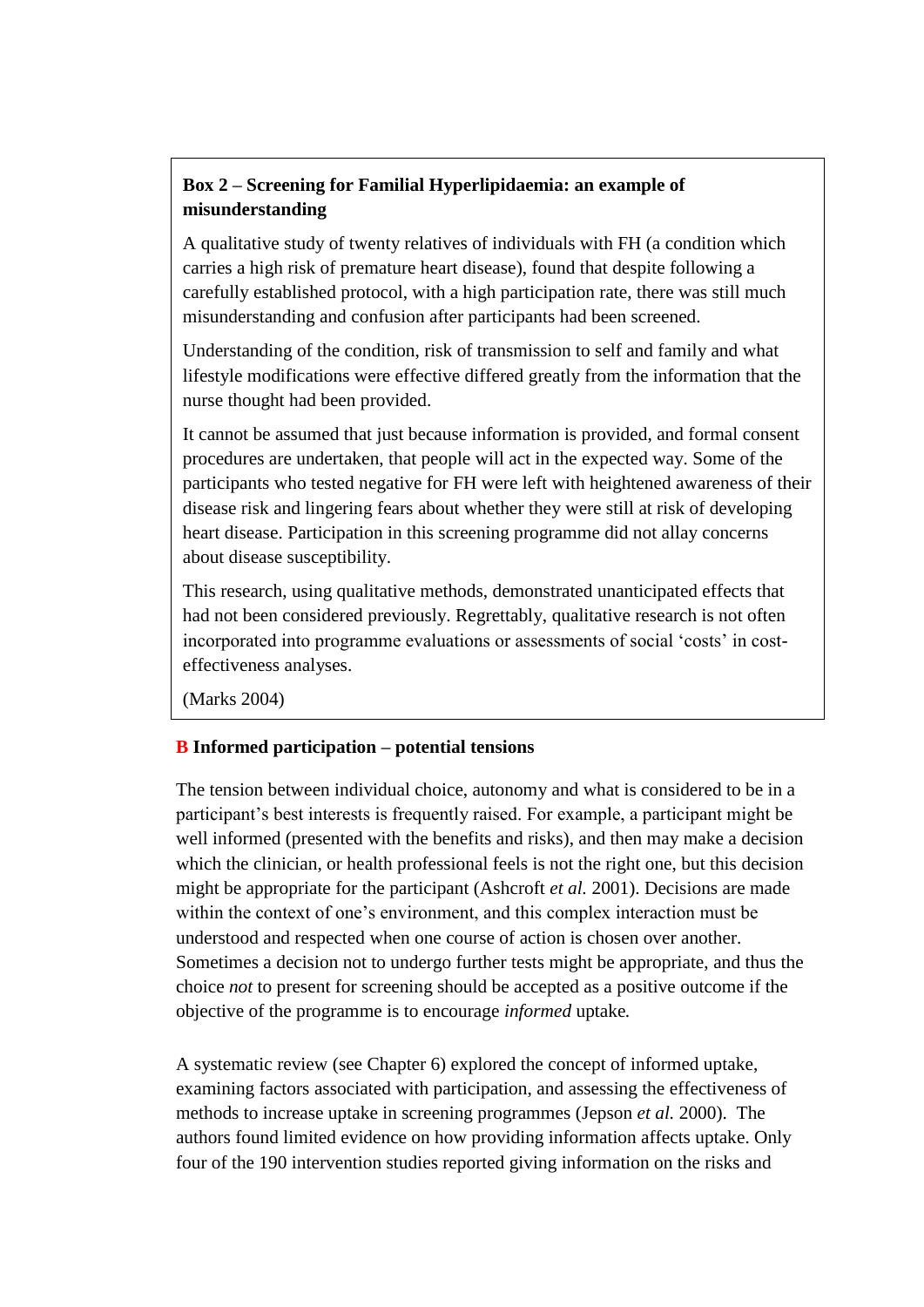**Box 2 – Screening for Familial Hyperlipidaemia: an example of misunderstanding**

A qualitative study of twenty relatives of individuals with FH (a condition which carries a high risk of premature heart disease), found that despite following a carefully established protocol, with a high participation rate, there was still much misunderstanding and confusion after participants had been screened.

Understanding of the condition, risk of transmission to self and family and what lifestyle modifications were effective differed greatly from the information that the nurse thought had been provided.

It cannot be assumed that just because information is provided, and formal consent procedures are undertaken, that people will act in the expected way. Some of the participants who tested negative for FH were left with heightened awareness of their disease risk and lingering fears about whether they were still at risk of developing heart disease. Participation in this screening programme did not allay concerns about disease susceptibility.

This research, using qualitative methods, demonstrated unanticipated effects that had not been considered previously. Regrettably, qualitative research is not often incorporated into programme evaluations or assessments of social 'costs' in cost-effectiveness analyses.

(Marks 2004)

## B Informed participation – potential tensions

The tension between individual choice, autonomy and what is considered to be in a participant's best interests is frequently raised. For example, a participant might be well informed (presented with the benefits and risks), and then may make a decision which the clinician, or health professional feels is not the right one, but this decision might be appropriate for the participant (Ashcroft *et al.* 2001). Decisions are made within the context of one's environment, and this complex interaction must be understood and respected when one course of action is chosen over another. Sometimes a decision not to undergo further tests might be appropriate, and thus the choice *not* to present for screening should be accepted as a positive outcome if the objective of the programme is to encourage *informed* uptake*.*

A systematic review (see Chapter 6) explored the concept of informed uptake, examining factors associated with participation, and assessing the effectiveness of methods to increase uptake in screening programmes (Jepson *et al.* 2000). The authors found limited evidence on how providing information affects uptake. Only four of the 190 intervention studies reported giving information on the risks and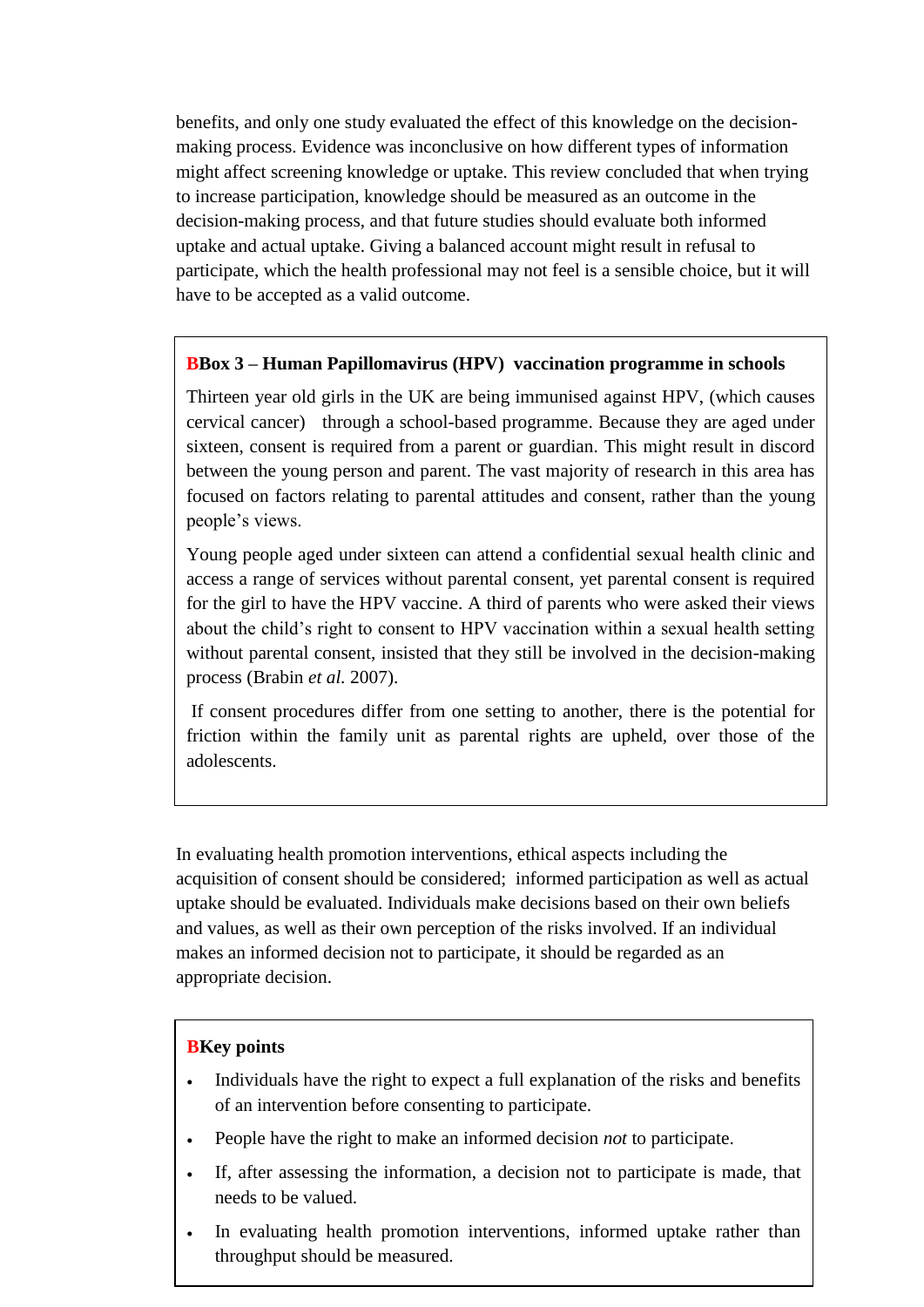benefits, and only one study evaluated the effect of this knowledge on the decision-making process. Evidence was inconclusive on how different types of information might affect screening knowledge or uptake. This review concluded that when trying to increase participation, knowledge should be measured as an outcome in the decision-making process, and that future studies should evaluate both informed uptake and actual uptake. Giving a balanced account might result in refusal to participate, which the health professional may not feel is a sensible choice, but it will have to be accepted as a valid outcome.

**BBox 3 – Human Papillomavirus (HPV) vaccination programme in schools**

Thirteen year old girls in the UK are being immunised against HPV, (which causes cervical cancer) through a school-based programme. Because they are aged under sixteen, consent is required from a parent or guardian. This might result in discord between the young person and parent. The vast majority of research in this area has focused on factors relating to parental attitudes and consent, rather than the young people's views.

Young people aged under sixteen can attend a confidential sexual health clinic and access a range of services without parental consent, yet parental consent is required for the girl to have the HPV vaccine. A third of parents who were asked their views about the child's right to consent to HPV vaccination within a sexual health setting without parental consent, insisted that they still be involved in the decision-making process (Brabin *et al.* 2007).

If consent procedures differ from one setting to another, there is the potential for friction within the family unit as parental rights are upheld, over those of the adolescents.

In evaluating health promotion interventions, ethical aspects including the acquisition of consent should be considered; informed participation as well as actual uptake should be evaluated. Individuals make decisions based on their own beliefs and values, as well as their own perception of the risks involved. If an individual makes an informed decision not to participate, it should be regarded as an appropriate decision.

**BKey points**

- Individuals have the right to expect a full explanation of the risks and benefits of an intervention before consenting to participate.
- People have the right to make an informed decision *not* to participate.
- If, after assessing the information, a decision not to participate is made, that needs to be valued.
- In evaluating health promotion interventions, informed uptake rather than throughput should be measured.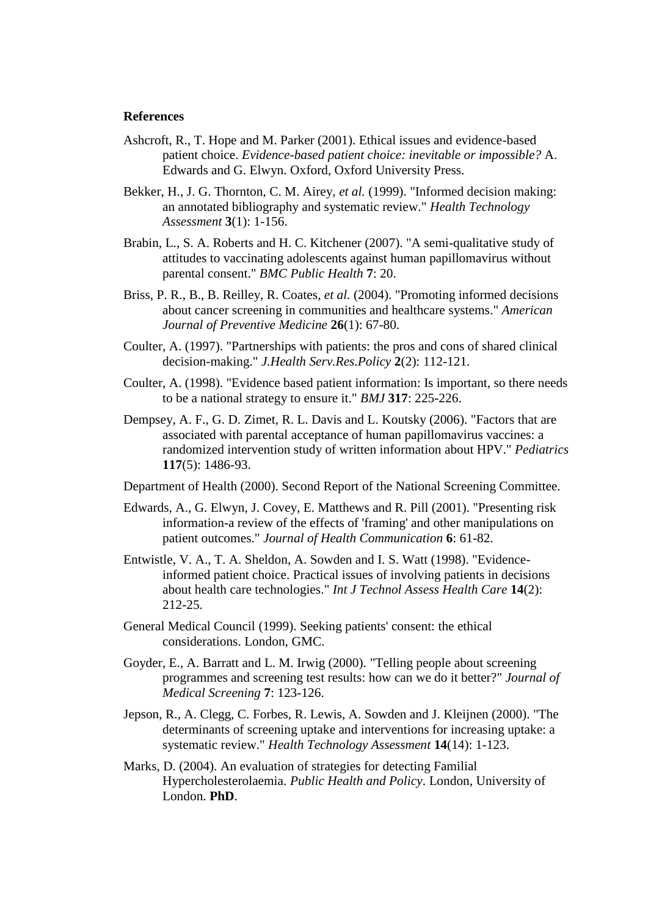**References**

Ashcroft, R., T. Hope and M. Parker (2001). Ethical issues and evidence-based patient choice. *Evidence-based patient choice: inevitable or impossible?* A. Edwards and G. Elwyn. Oxford, Oxford University Press.

Bekker, H., J. G. Thornton, C. M. Airey, *et al.* (1999). "Informed decision making: an annotated bibliography and systematic review." *Health Technology Assessment* **3**(1): 1-156.

Brabin, L., S. A. Roberts and H. C. Kitchener (2007). "A semi-qualitative study of attitudes to vaccinating adolescents against human papillomavirus without parental consent." *BMC Public Health* **7**: 20.

Briss, P. R., B., B. Reilley, R. Coates, *et al.* (2004). "Promoting informed decisions about cancer screening in communities and healthcare systems." *American Journal of Preventive Medicine* **26**(1): 67-80.

Coulter, A. (1997). "Partnerships with patients: the pros and cons of shared clinical decision-making." *J.Health Serv.Res.Policy* **2**(2): 112-121.

Coulter, A. (1998). "Evidence based patient information: Is important, so there needs to be a national strategy to ensure it." *BMJ* **317**: 225-226.

Dempsey, A. F., G. D. Zimet, R. L. Davis and L. Koutsky (2006). "Factors that are associated with parental acceptance of human papillomavirus vaccines: a randomized intervention study of written information about HPV." *Pediatrics* **117**(5): 1486-93.

Department of Health (2000). Second Report of the National Screening Committee.

Edwards, A., G. Elwyn, J. Covey, E. Matthews and R. Pill (2001). "Presenting risk information-a review of the effects of 'framing' and other manipulations on patient outcomes." *Journal of Health Communication* **6**: 61-82.

Entwistle, V. A., T. A. Sheldon, A. Sowden and I. S. Watt (1998). "Evidence-informed patient choice. Practical issues of involving patients in decisions about health care technologies." *Int J Technol Assess Health Care* **14**(2): 212-25.

General Medical Council (1999). Seeking patients' consent: the ethical considerations. London, GMC.

Goyder, E., A. Barratt and L. M. Irwig (2000). "Telling people about screening programmes and screening test results: how can we do it better?" *Journal of Medical Screening* **7**: 123-126.

Jepson, R., A. Clegg, C. Forbes, R. Lewis, A. Sowden and J. Kleijnen (2000). "The determinants of screening uptake and interventions for increasing uptake: a systematic review." *Health Technology Assessment* **14**(14): 1-123.

Marks, D. (2004). An evaluation of strategies for detecting Familial Hypercholesterolaemia. *Public Health and Policy*. London, University of London. **PhD**.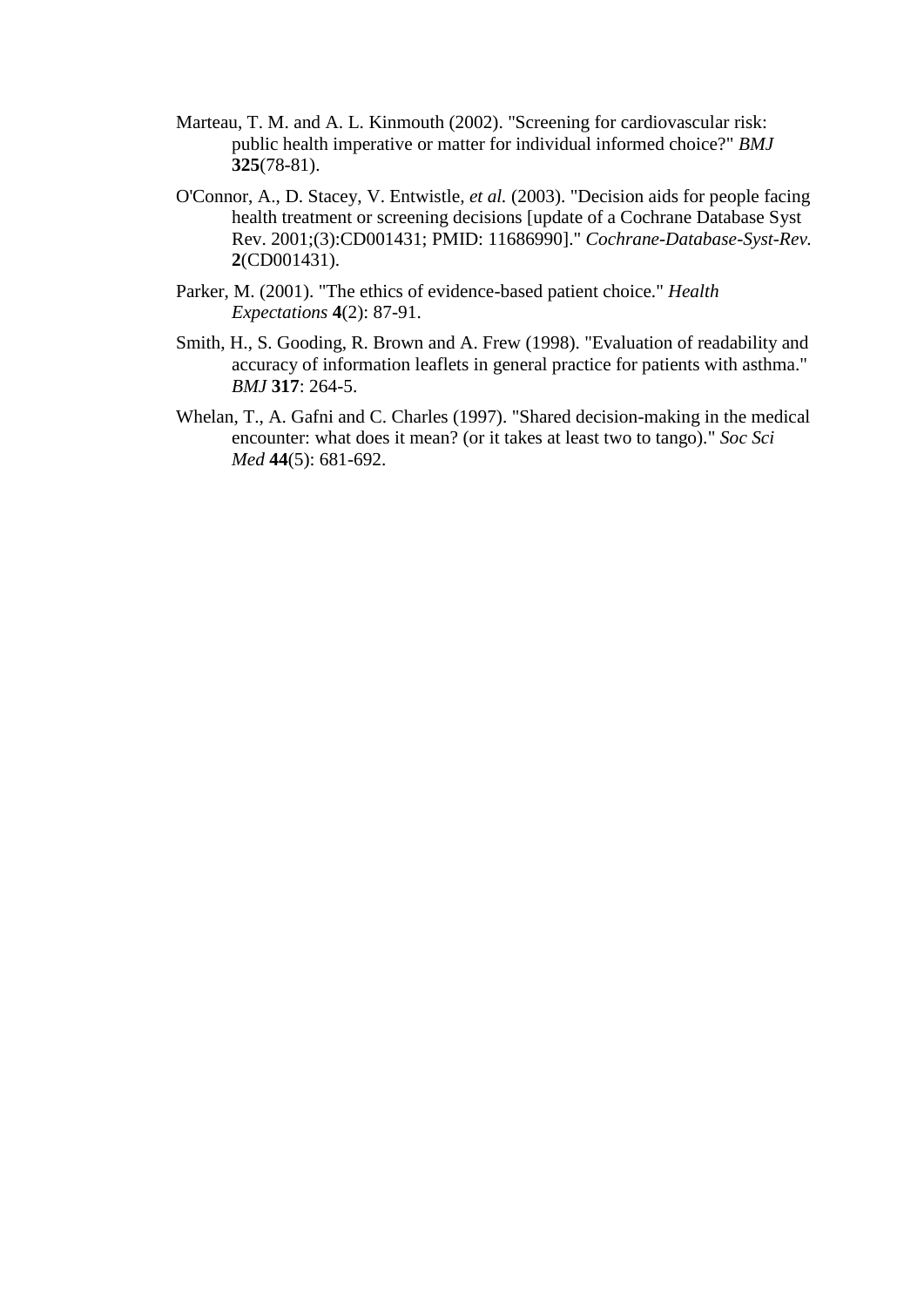Marteau, T. M. and A. L. Kinmouth (2002). "Screening for cardiovascular risk: public health imperative or matter for individual informed choice?" *BMJ* **325**(78-81).

O'Connor, A., D. Stacey, V. Entwistle, *et al.* (2003). "Decision aids for people facing health treatment or screening decisions [update of a Cochrane Database Syst Rev. 2001;(3):CD001431; PMID: 11686990]." *Cochrane-Database-Syst-Rev.* **2**(CD001431).

Parker, M. (2001). "The ethics of evidence-based patient choice." *Health Expectations* **4**(2): 87-91.

Smith, H., S. Gooding, R. Brown and A. Frew (1998). "Evaluation of readability and accuracy of information leaflets in general practice for patients with asthma." *BMJ* **317**: 264-5.

Whelan, T., A. Gafni and C. Charles (1997). "Shared decision-making in the medical encounter: what does it mean? (or it takes at least two to tango)." *Soc Sci Med* **44**(5): 681-692.